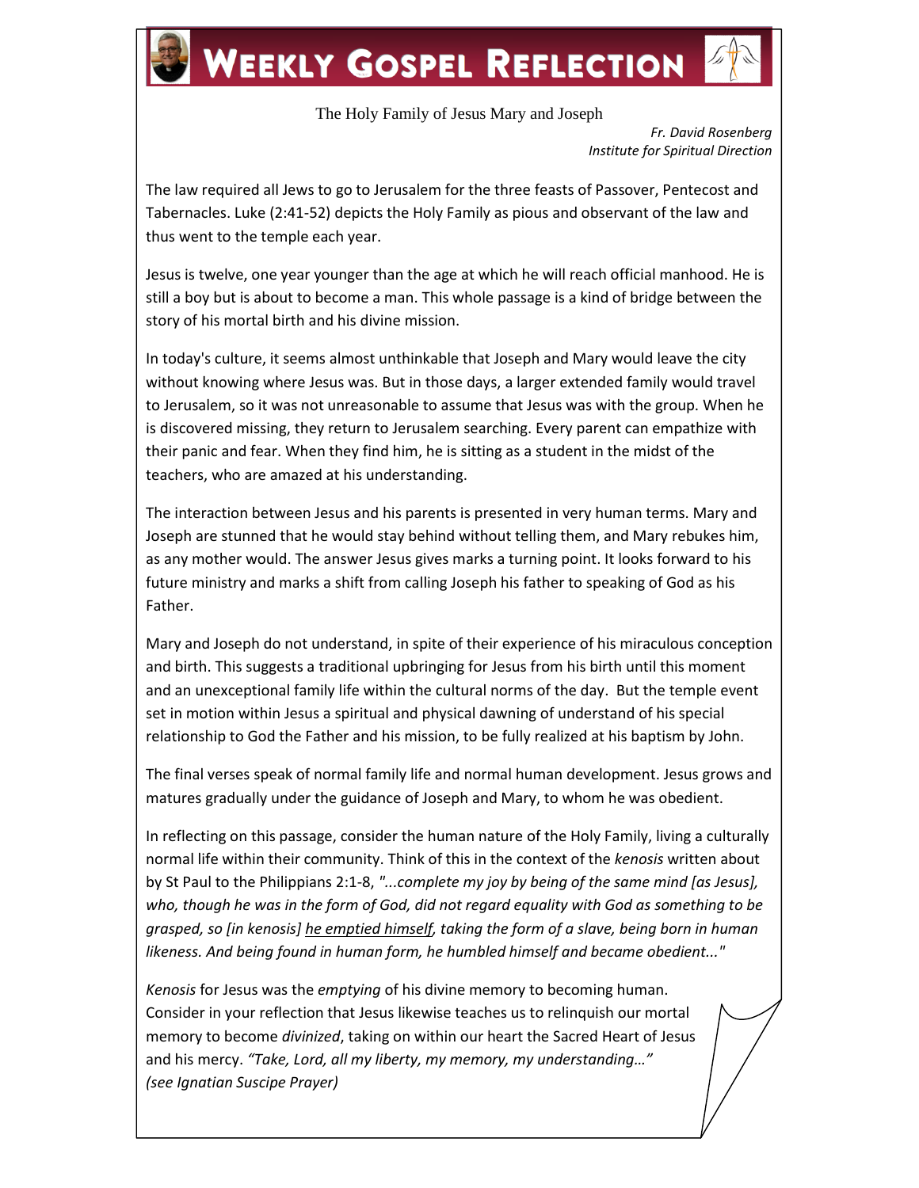# Weekly Gospel Reflection

The Holy Family of Jesus Mary and Joseph

*Fr. David Rosenberg*
*Institute for Spiritual Direction*

The law required all Jews to go to Jerusalem for the three feasts of Passover, Pentecost and Tabernacles. Luke (2:41-52) depicts the Holy Family as pious and observant of the law and thus went to the temple each year.

Jesus is twelve, one year younger than the age at which he will reach official manhood. He is still a boy but is about to become a man. This whole passage is a kind of bridge between the story of his mortal birth and his divine mission.

In today's culture, it seems almost unthinkable that Joseph and Mary would leave the city without knowing where Jesus was. But in those days, a larger extended family would travel to Jerusalem, so it was not unreasonable to assume that Jesus was with the group. When he is discovered missing, they return to Jerusalem searching. Every parent can empathize with their panic and fear. When they find him, he is sitting as a student in the midst of the teachers, who are amazed at his understanding.

The interaction between Jesus and his parents is presented in very human terms. Mary and Joseph are stunned that he would stay behind without telling them, and Mary rebukes him, as any mother would. The answer Jesus gives marks a turning point. It looks forward to his future ministry and marks a shift from calling Joseph his father to speaking of God as his Father.

Mary and Joseph do not understand, in spite of their experience of his miraculous conception and birth. This suggests a traditional upbringing for Jesus from his birth until this moment and an unexceptional family life within the cultural norms of the day. But the temple event set in motion within Jesus a spiritual and physical dawning of understand of his special relationship to God the Father and his mission, to be fully realized at his baptism by John.

The final verses speak of normal family life and normal human development. Jesus grows and matures gradually under the guidance of Joseph and Mary, to whom he was obedient.

In reflecting on this passage, consider the human nature of the Holy Family, living a culturally normal life within their community. Think of this in the context of the *kenosis* written about by St Paul to the Philippians 2:1-8, *"...complete my joy by being of the same mind [as Jesus], who, though he was in the form of God, did not regard equality with God as something to be grasped, so [in kenosis] <u>he emptied himself</u>, taking the form of a slave, being born in human likeness. And being found in human form, he humbled himself and became obedient...*"

*Kenosis* for Jesus was the *emptying* of his divine memory to becoming human. Consider in your reflection that Jesus likewise teaches us to relinquish our mortal memory to become *divinized*, taking on within our heart the Sacred Heart of Jesus and his mercy. *"Take, Lord, all my liberty, my memory, my understanding…" (see Ignatian Suscipe Prayer)*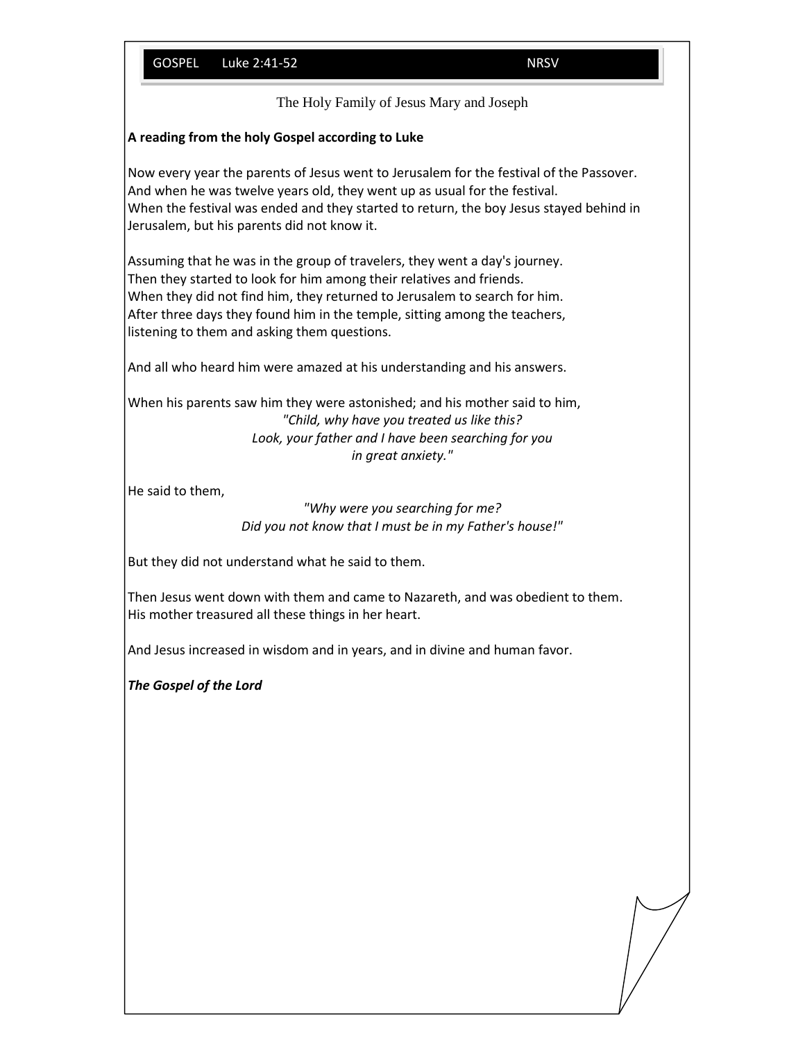GOSPEL Luke 2:41-52 NRSV

The Holy Family of Jesus Mary and Joseph

**A reading from the holy Gospel according to Luke**

Now every year the parents of Jesus went to Jerusalem for the festival of the Passover.
And when he was twelve years old, they went up as usual for the festival.
When the festival was ended and they started to return, the boy Jesus stayed behind in Jerusalem, but his parents did not know it.

Assuming that he was in the group of travelers, they went a day's journey.
Then they started to look for him among their relatives and friends.
When they did not find him, they returned to Jerusalem to search for him.
After three days they found him in the temple, sitting among the teachers,
listening to them and asking them questions.

And all who heard him were amazed at his understanding and his answers.

When his parents saw him they were astonished; and his mother said to him,

*"Child, why have you treated us like this?*
*Look, your father and I have been searching for you*
*in great anxiety."*

He said to them,

*"Why were you searching for me?*
*Did you not know that I must be in my Father's house!"*

But they did not understand what he said to them.

Then Jesus went down with them and came to Nazareth, and was obedient to them.
His mother treasured all these things in her heart.

And Jesus increased in wisdom and in years, and in divine and human favor.

***The Gospel of the Lord***